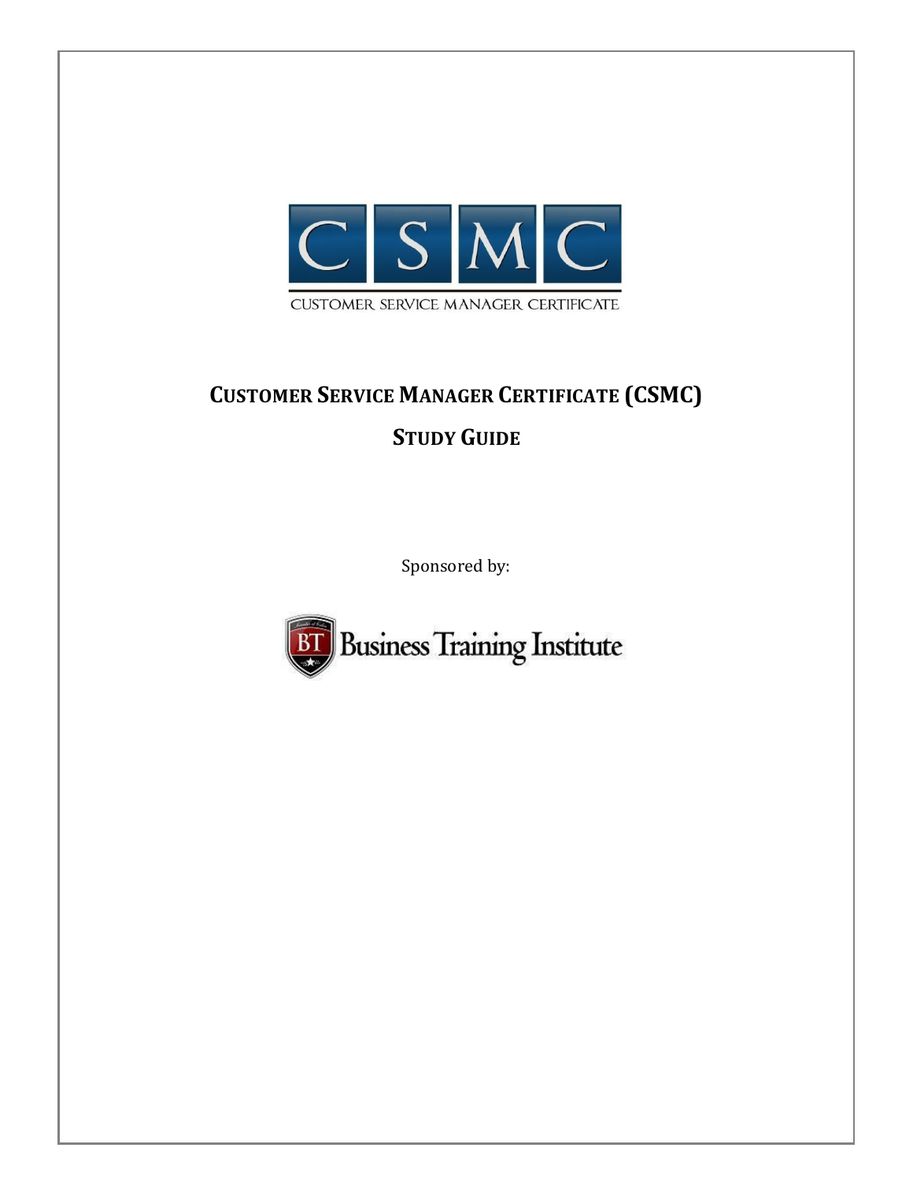CSMC

CUSTOMER SERVICE MANAGER CERTIFICATE

# CUSTOMER SERVICE MANAGER CERTIFICATE (CSMC)

## STUDY GUIDE

Sponsored by:

BT Business Training Institute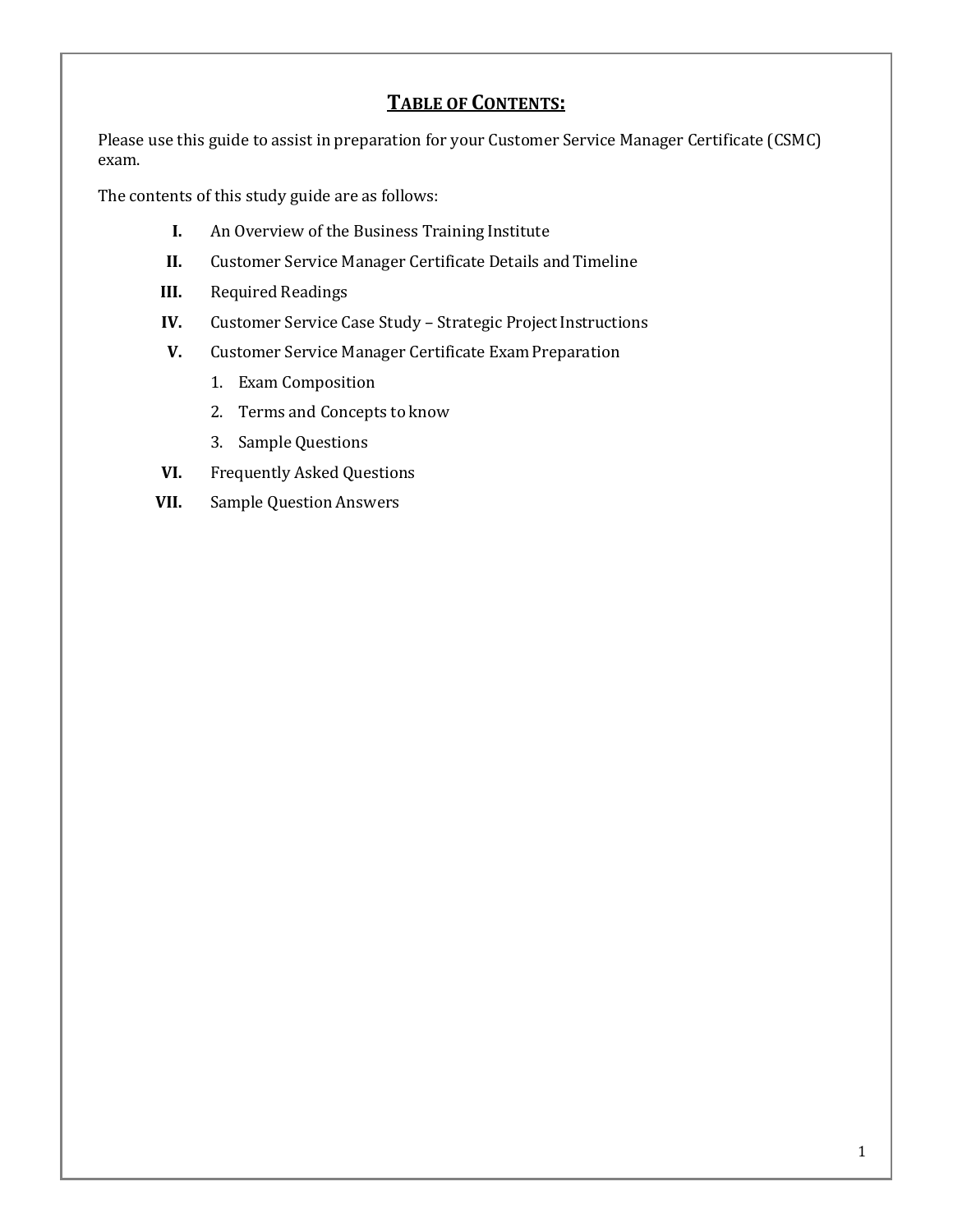## TABLE OF CONTENTS:

Please use this guide to assist in preparation for your Customer Service Manager Certificate (CSMC) exam.

The contents of this study guide are as follows:

- **I.** An Overview of the Business Training Institute
- **II.** Customer Service Manager Certificate Details and Timeline
- **III.** Required Readings
- **IV.** Customer Service Case Study – Strategic Project Instructions
- **V.** Customer Service Manager Certificate Exam Preparation
    1. Exam Composition
    2. Terms and Concepts to know
    3. Sample Questions
- **VI.** Frequently Asked Questions
- **VII.** Sample Question Answers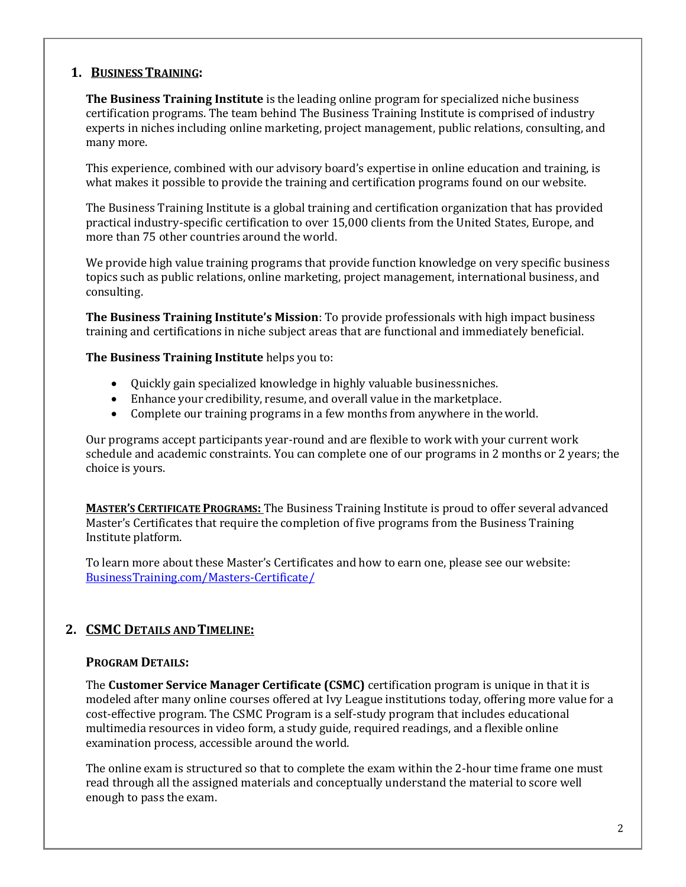## 1. BUSINESS TRAINING:

**The Business Training Institute** is the leading online program for specialized niche business certification programs. The team behind The Business Training Institute is comprised of industry experts in niches including online marketing, project management, public relations, consulting, and many more.

This experience, combined with our advisory board's expertise in online education and training, is what makes it possible to provide the training and certification programs found on our website.

The Business Training Institute is a global training and certification organization that has provided practical industry-specific certification to over 15,000 clients from the United States, Europe, and more than 75 other countries around the world.

We provide high value training programs that provide function knowledge on very specific business topics such as public relations, online marketing, project management, international business, and consulting.

**The Business Training Institute's Mission**: To provide professionals with high impact business training and certifications in niche subject areas that are functional and immediately beneficial.

**The Business Training Institute** helps you to:

- Quickly gain specialized knowledge in highly valuable businessniches.
- Enhance your credibility, resume, and overall value in the marketplace.
- Complete our training programs in a few months from anywhere in the world.

Our programs accept participants year-round and are flexible to work with your current work schedule and academic constraints. You can complete one of our programs in 2 months or 2 years; the choice is yours.

**MASTER'S CERTIFICATE PROGRAMS:** The Business Training Institute is proud to offer several advanced Master's Certificates that require the completion of five programs from the Business Training Institute platform.

To learn more about these Master's Certificates and how to earn one, please see our website: BusinessTraining.com/Masters-Certificate/

## 2. CSMC DETAILS AND TIMELINE:

### PROGRAM DETAILS:

The **Customer Service Manager Certificate (CSMC)** certification program is unique in that it is modeled after many online courses offered at Ivy League institutions today, offering more value for a cost-effective program. The CSMC Program is a self-study program that includes educational multimedia resources in video form, a study guide, required readings, and a flexible online examination process, accessible around the world.

The online exam is structured so that to complete the exam within the 2-hour time frame one must read through all the assigned materials and conceptually understand the material to score well enough to pass the exam.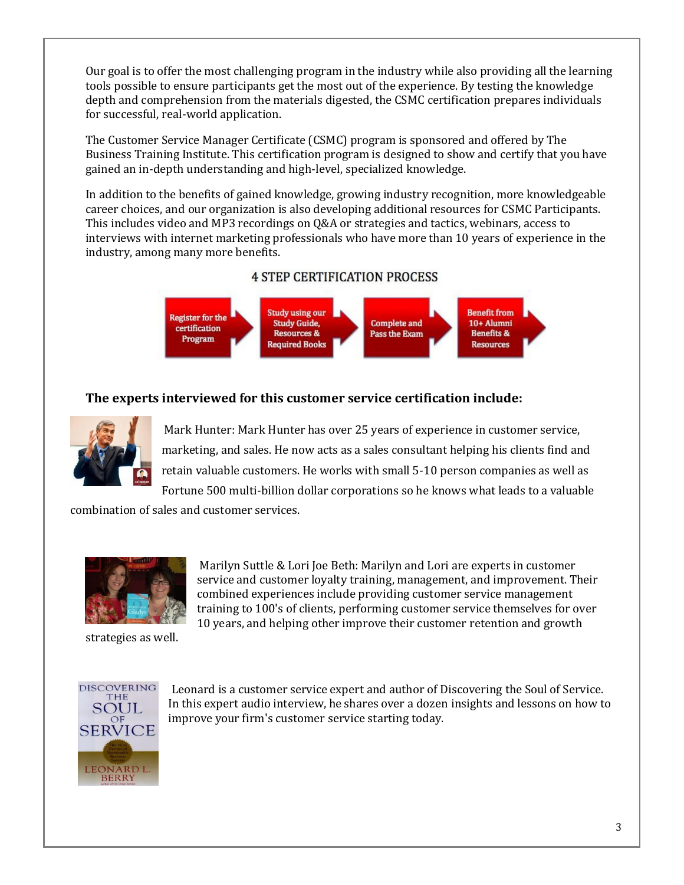Our goal is to offer the most challenging program in the industry while also providing all the learning tools possible to ensure participants get the most out of the experience. By testing the knowledge depth and comprehension from the materials digested, the CSMC certification prepares individuals for successful, real-world application.

The Customer Service Manager Certificate (CSMC) program is sponsored and offered by The Business Training Institute. This certification program is designed to show and certify that you have gained an in-depth understanding and high-level, specialized knowledge.

In addition to the benefits of gained knowledge, growing industry recognition, more knowledgeable career choices, and our organization is also developing additional resources for CSMC Participants. This includes video and MP3 recordings on Q&A or strategies and tactics, webinars, access to interviews with internet marketing professionals who have more than 10 years of experience in the industry, among many more benefits.

4 STEP CERTIFICATION PROCESS

Register for the certification Program

Study using our Study Guide, Resources & Required Books

Complete and Pass the Exam

Benefit from 10+ Alumni Benefits & Resources

**The experts interviewed for this customer service certification include:**

Mark Hunter: Mark Hunter has over 25 years of experience in customer service, marketing, and sales. He now acts as a sales consultant helping his clients find and retain valuable customers. He works with small 5-10 person companies as well as Fortune 500 multi-billion dollar corporations so he knows what leads to a valuable combination of sales and customer services.

Marilyn Suttle & Lori Joe Beth: Marilyn and Lori are experts in customer service and customer loyalty training, management, and improvement. Their combined experiences include providing customer service management training to 100's of clients, performing customer service themselves for over 10 years, and helping other improve their customer retention and growth strategies as well.

Leonard is a customer service expert and author of Discovering the Soul of Service. In this expert audio interview, he shares over a dozen insights and lessons on how to improve your firm's customer service starting today.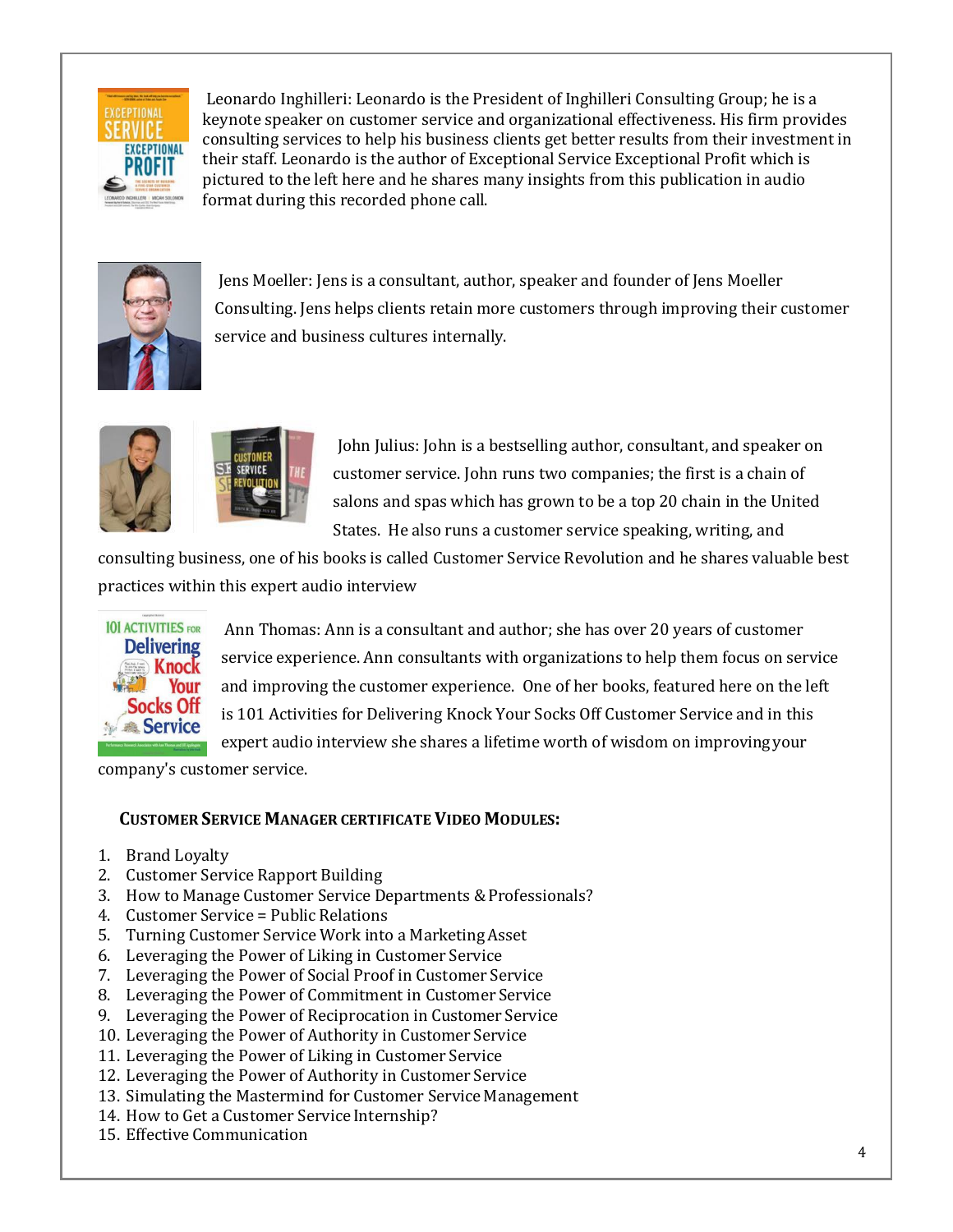Leonardo Inghilleri: Leonardo is the President of Inghilleri Consulting Group; he is a keynote speaker on customer service and organizational effectiveness. His firm provides consulting services to help his business clients get better results from their investment in their staff. Leonardo is the author of Exceptional Service Exceptional Profit which is pictured to the left here and he shares many insights from this publication in audio format during this recorded phone call.

Jens Moeller: Jens is a consultant, author, speaker and founder of Jens Moeller Consulting. Jens helps clients retain more customers through improving their customer service and business cultures internally.

John Julius: John is a bestselling author, consultant, and speaker on customer service. John runs two companies; the first is a chain of salons and spas which has grown to be a top 20 chain in the United States. He also runs a customer service speaking, writing, and consulting business, one of his books is called Customer Service Revolution and he shares valuable best practices within this expert audio interview

Ann Thomas: Ann is a consultant and author; she has over 20 years of customer service experience. Ann consultants with organizations to help them focus on service and improving the customer experience. One of her books, featured here on the left is 101 Activities for Delivering Knock Your Socks Off Customer Service and in this expert audio interview she shares a lifetime worth of wisdom on improving your company's customer service.

### CUSTOMER SERVICE MANAGER CERTIFICATE VIDEO MODULES:

1. Brand Loyalty
2. Customer Service Rapport Building
3. How to Manage Customer Service Departments & Professionals?
4. Customer Service = Public Relations
5. Turning Customer Service Work into a Marketing Asset
6. Leveraging the Power of Liking in Customer Service
7. Leveraging the Power of Social Proof in Customer Service
8. Leveraging the Power of Commitment in Customer Service
9. Leveraging the Power of Reciprocation in Customer Service
10. Leveraging the Power of Authority in Customer Service
11. Leveraging the Power of Liking in Customer Service
12. Leveraging the Power of Authority in Customer Service
13. Simulating the Mastermind for Customer Service Management
14. How to Get a Customer Service Internship?
15. Effective Communication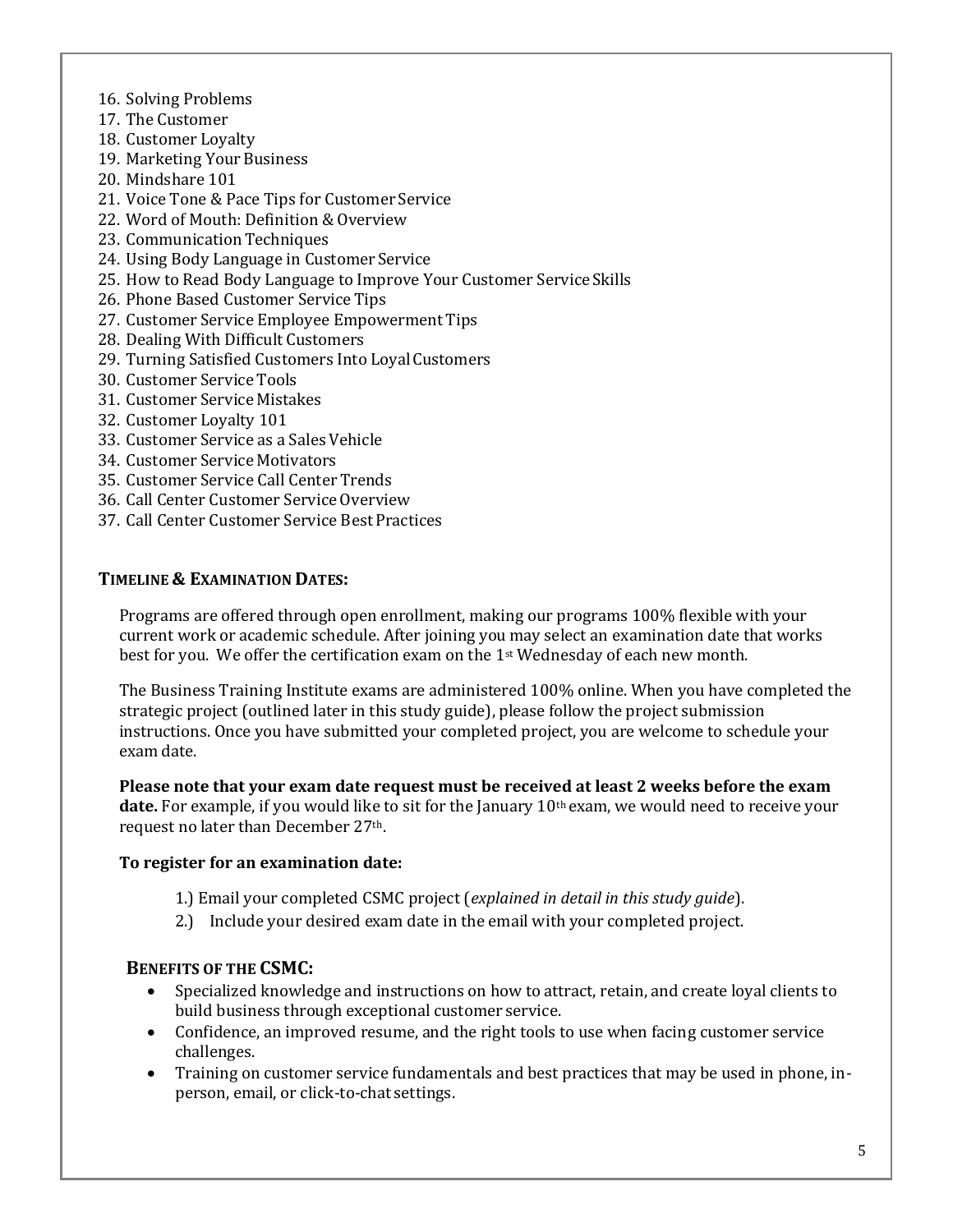16. Solving Problems
17. The Customer
18. Customer Loyalty
19. Marketing Your Business
20. Mindshare 101
21. Voice Tone & Pace Tips for Customer Service
22. Word of Mouth: Definition & Overview
23. Communication Techniques
24. Using Body Language in Customer Service
25. How to Read Body Language to Improve Your Customer Service Skills
26. Phone Based Customer Service Tips
27. Customer Service Employee Empowerment Tips
28. Dealing With Difficult Customers
29. Turning Satisfied Customers Into Loyal Customers
30. Customer Service Tools
31. Customer Service Mistakes
32. Customer Loyalty 101
33. Customer Service as a Sales Vehicle
34. Customer Service Motivators
35. Customer Service Call Center Trends
36. Call Center Customer Service Overview
37. Call Center Customer Service Best Practices

### TIMELINE & EXAMINATION DATES:

Programs are offered through open enrollment, making our programs 100% flexible with your current work or academic schedule. After joining you may select an examination date that works best for you. We offer the certification exam on the 1st Wednesday of each new month.

The Business Training Institute exams are administered 100% online. When you have completed the strategic project (outlined later in this study guide), please follow the project submission instructions. Once you have submitted your completed project, you are welcome to schedule your exam date.

**Please note that your exam date request must be received at least 2 weeks before the exam date.** For example, if you would like to sit for the January 10th exam, we would need to receive your request no later than December 27th.

**To register for an examination date:**

1.) Email your completed CSMC project (*explained in detail in this study guide*).
2.) Include your desired exam date in the email with your completed project.

### BENEFITS OF THE CSMC:

- Specialized knowledge and instructions on how to attract, retain, and create loyal clients to build business through exceptional customer service.
- Confidence, an improved resume, and the right tools to use when facing customer service challenges.
- Training on customer service fundamentals and best practices that may be used in phone, in-person, email, or click-to-chat settings.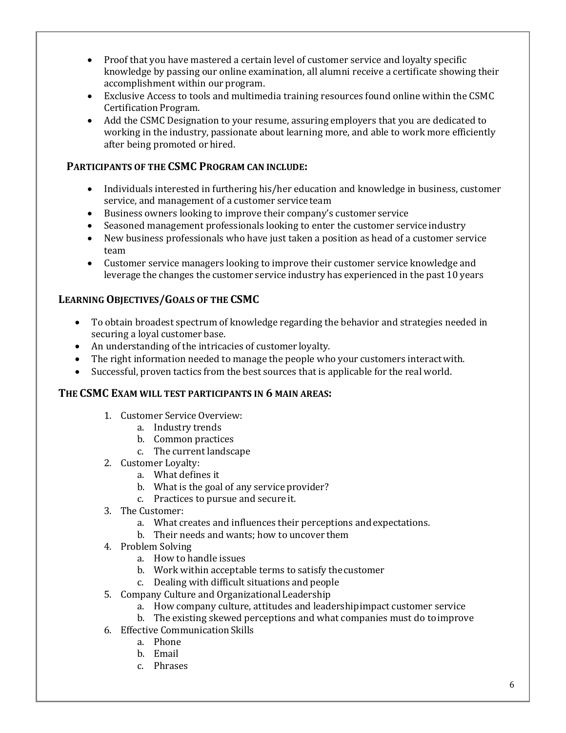- Proof that you have mastered a certain level of customer service and loyalty specific knowledge by passing our online examination, all alumni receive a certificate showing their accomplishment within our program.
- Exclusive Access to tools and multimedia training resources found online within the CSMC Certification Program.
- Add the CSMC Designation to your resume, assuring employers that you are dedicated to working in the industry, passionate about learning more, and able to work more efficiently after being promoted or hired.

### PARTICIPANTS OF THE CSMC PROGRAM CAN INCLUDE:

- Individuals interested in furthering his/her education and knowledge in business, customer service, and management of a customer service team
- Business owners looking to improve their company's customer service
- Seasoned management professionals looking to enter the customer service industry
- New business professionals who have just taken a position as head of a customer service team
- Customer service managers looking to improve their customer service knowledge and leverage the changes the customer service industry has experienced in the past 10 years

### LEARNING OBJECTIVES/GOALS OF THE CSMC

- To obtain broadest spectrum of knowledge regarding the behavior and strategies needed in securing a loyal customer base.
- An understanding of the intricacies of customer loyalty.
- The right information needed to manage the people who your customers interact with.
- Successful, proven tactics from the best sources that is applicable for the real world.

### THE CSMC EXAM WILL TEST PARTICIPANTS IN 6 MAIN AREAS:

1. Customer Service Overview:
    a. Industry trends
    b. Common practices
    c. The current landscape
2. Customer Loyalty:
    a. What defines it
    b. What is the goal of any service provider?
    c. Practices to pursue and secure it.
3. The Customer:
    a. What creates and influences their perceptions and expectations.
    b. Their needs and wants; how to uncover them
4. Problem Solving
    a. How to handle issues
    b. Work within acceptable terms to satisfy the customer
    c. Dealing with difficult situations and people
5. Company Culture and Organizational Leadership
    a. How company culture, attitudes and leadership impact customer service
    b. The existing skewed perceptions and what companies must do to improve
6. Effective Communication Skills
    a. Phone
    b. Email
    c. Phrases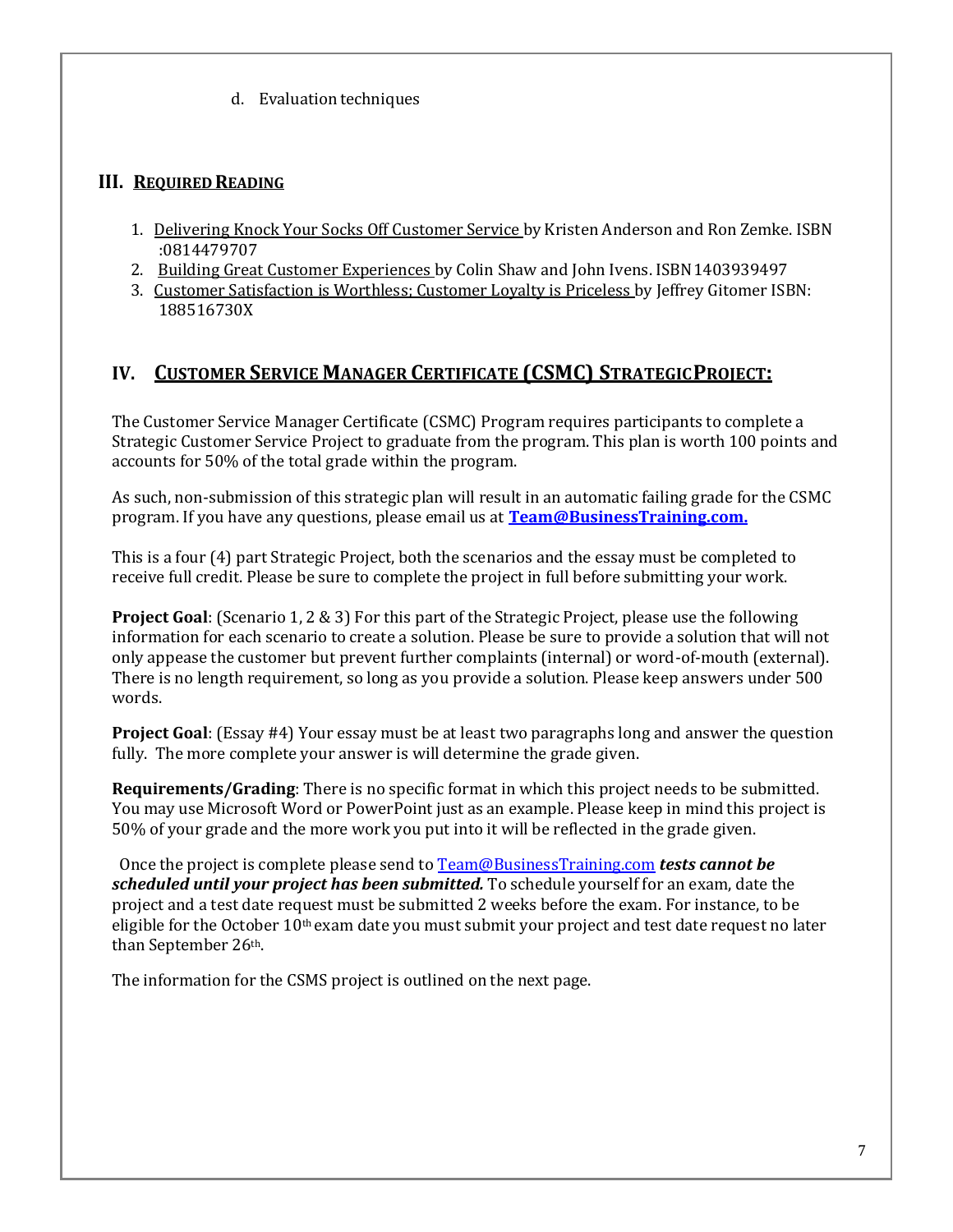d. Evaluation techniques

## III. REQUIRED READING

1. Delivering Knock Your Socks Off Customer Service by Kristen Anderson and Ron Zemke. ISBN :0814479707
2. Building Great Customer Experiences by Colin Shaw and John Ivens. ISBN 1403939497
3. Customer Satisfaction is Worthless; Customer Loyalty is Priceless by Jeffrey Gitomer ISBN: 188516730X

## IV. CUSTOMER SERVICE MANAGER CERTIFICATE (CSMC) STRATEGIC PROJECT:

The Customer Service Manager Certificate (CSMC) Program requires participants to complete a Strategic Customer Service Project to graduate from the program. This plan is worth 100 points and accounts for 50% of the total grade within the program.

As such, non-submission of this strategic plan will result in an automatic failing grade for the CSMC program. If you have any questions, please email us at **Team@BusinessTraining.com.**

This is a four (4) part Strategic Project, both the scenarios and the essay must be completed to receive full credit. Please be sure to complete the project in full before submitting your work.

**Project Goal**: (Scenario 1, 2 & 3) For this part of the Strategic Project, please use the following information for each scenario to create a solution. Please be sure to provide a solution that will not only appease the customer but prevent further complaints (internal) or word-of-mouth (external). There is no length requirement, so long as you provide a solution. Please keep answers under 500 words.

**Project Goal**: (Essay #4) Your essay must be at least two paragraphs long and answer the question fully. The more complete your answer is will determine the grade given.

**Requirements/Grading**: There is no specific format in which this project needs to be submitted. You may use Microsoft Word or PowerPoint just as an example. Please keep in mind this project is 50% of your grade and the more work you put into it will be reflected in the grade given.

Once the project is complete please send to Team@BusinessTraining.com ***tests cannot be scheduled until your project has been submitted.*** To schedule yourself for an exam, date the project and a test date request must be submitted 2 weeks before the exam. For instance, to be eligible for the October 10th exam date you must submit your project and test date request no later than September 26th.

The information for the CSMS project is outlined on the next page.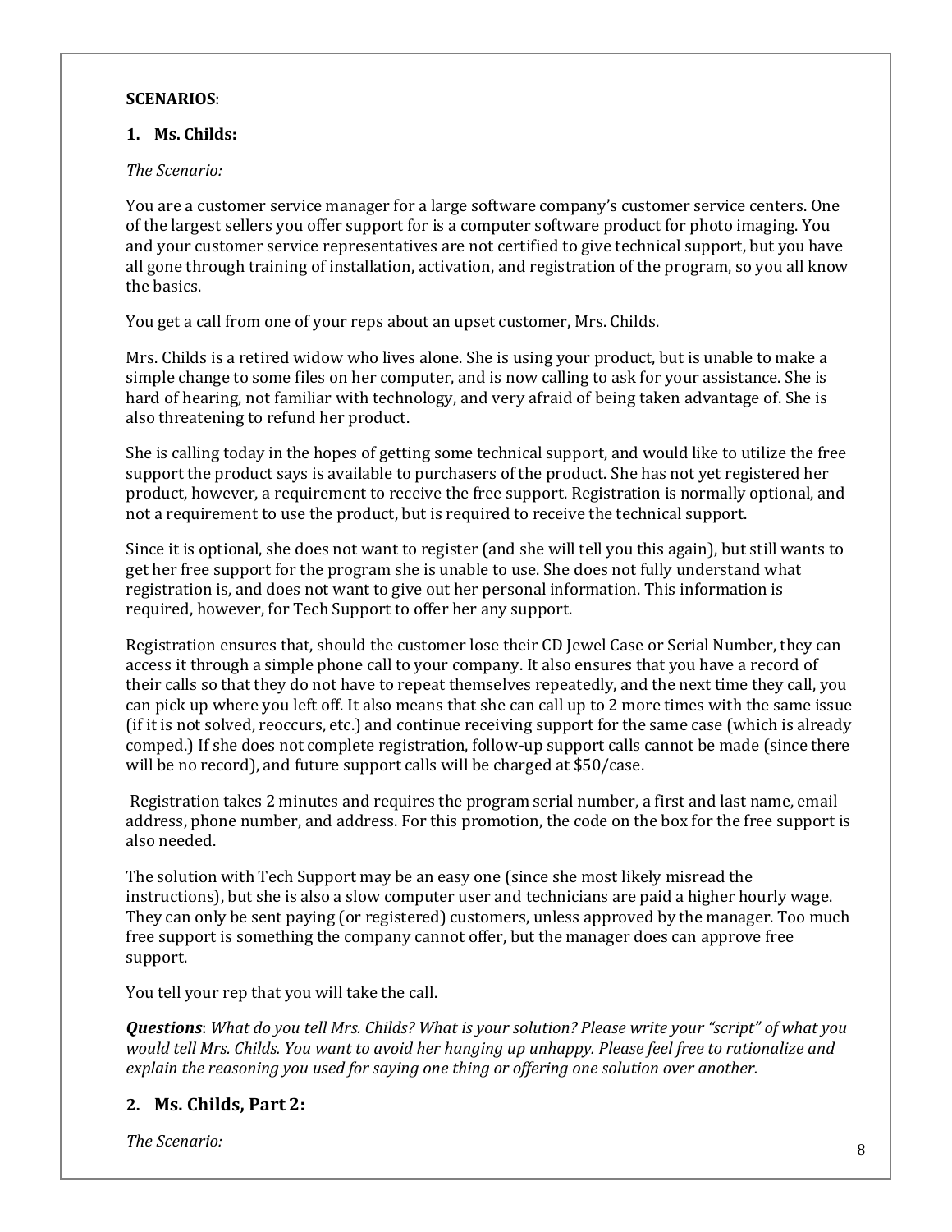**SCENARIOS**:

**1. Ms. Childs:**

*The Scenario:*

You are a customer service manager for a large software company's customer service centers. One of the largest sellers you offer support for is a computer software product for photo imaging. You and your customer service representatives are not certified to give technical support, but you have all gone through training of installation, activation, and registration of the program, so you all know the basics.

You get a call from one of your reps about an upset customer, Mrs. Childs.

Mrs. Childs is a retired widow who lives alone. She is using your product, but is unable to make a simple change to some files on her computer, and is now calling to ask for your assistance. She is hard of hearing, not familiar with technology, and very afraid of being taken advantage of. She is also threatening to refund her product.

She is calling today in the hopes of getting some technical support, and would like to utilize the free support the product says is available to purchasers of the product. She has not yet registered her product, however, a requirement to receive the free support. Registration is normally optional, and not a requirement to use the product, but is required to receive the technical support.

Since it is optional, she does not want to register (and she will tell you this again), but still wants to get her free support for the program she is unable to use. She does not fully understand what registration is, and does not want to give out her personal information. This information is required, however, for Tech Support to offer her any support.

Registration ensures that, should the customer lose their CD Jewel Case or Serial Number, they can access it through a simple phone call to your company. It also ensures that you have a record of their calls so that they do not have to repeat themselves repeatedly, and the next time they call, you can pick up where you left off. It also means that she can call up to 2 more times with the same issue (if it is not solved, reoccurs, etc.) and continue receiving support for the same case (which is already comped.) If she does not complete registration, follow-up support calls cannot be made (since there will be no record), and future support calls will be charged at $50/case.

Registration takes 2 minutes and requires the program serial number, a first and last name, email address, phone number, and address. For this promotion, the code on the box for the free support is also needed.

The solution with Tech Support may be an easy one (since she most likely misread the instructions), but she is also a slow computer user and technicians are paid a higher hourly wage. They can only be sent paying (or registered) customers, unless approved by the manager. Too much free support is something the company cannot offer, but the manager does can approve free support.

You tell your rep that you will take the call.

***Questions***: *What do you tell Mrs. Childs? What is your solution? Please write your "script" of what you would tell Mrs. Childs. You want to avoid her hanging up unhappy. Please feel free to rationalize and explain the reasoning you used for saying one thing or offering one solution over another.*

## 2. Ms. Childs, Part 2:

*The Scenario:*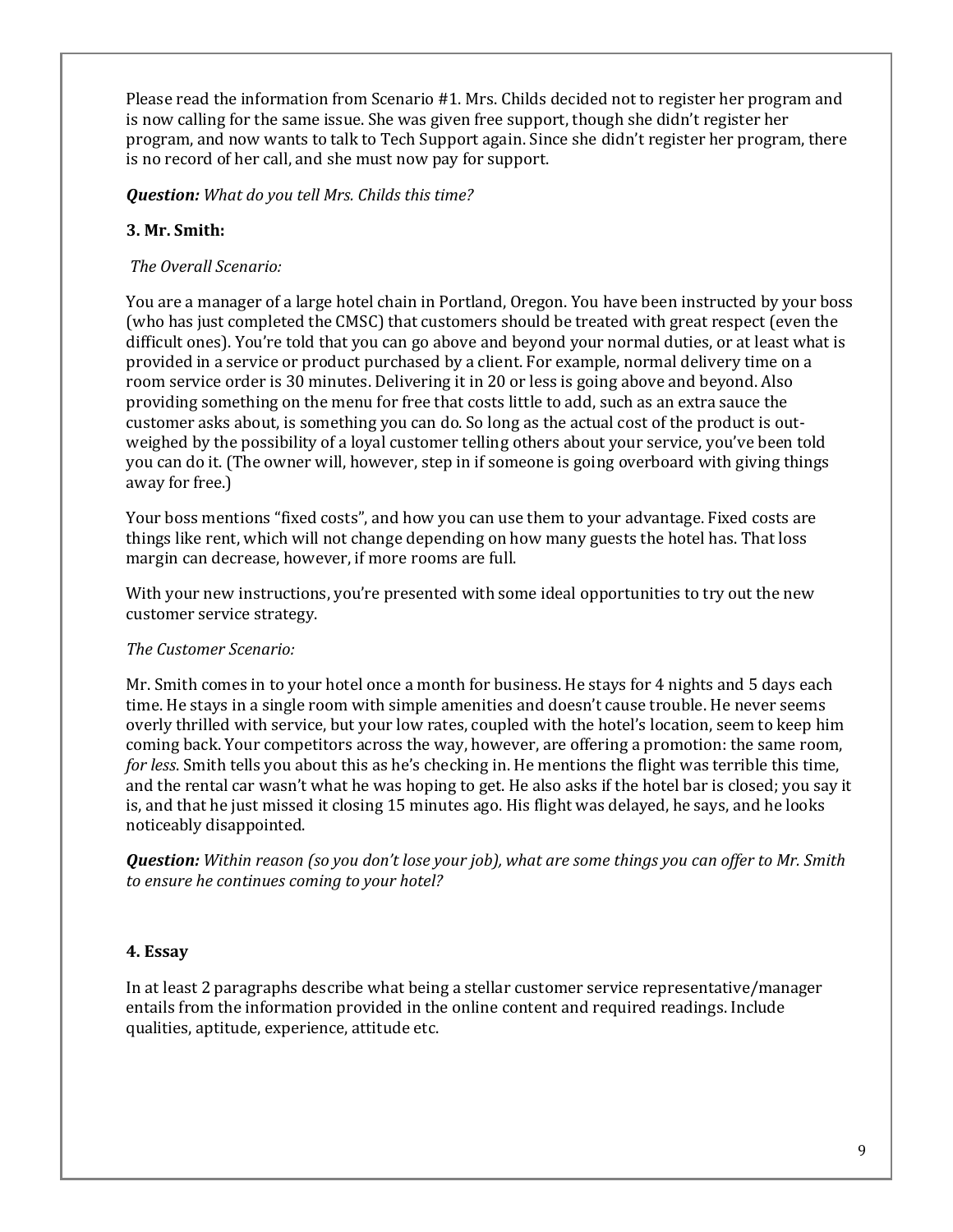Please read the information from Scenario #1. Mrs. Childs decided not to register her program and is now calling for the same issue. She was given free support, though she didn't register her program, and now wants to talk to Tech Support again. Since she didn't register her program, there is no record of her call, and she must now pay for support.

***Question:*** *What do you tell Mrs. Childs this time?*

### 3. Mr. Smith:

*The Overall Scenario:*

You are a manager of a large hotel chain in Portland, Oregon. You have been instructed by your boss (who has just completed the CMSC) that customers should be treated with great respect (even the difficult ones). You're told that you can go above and beyond your normal duties, or at least what is provided in a service or product purchased by a client. For example, normal delivery time on a room service order is 30 minutes. Delivering it in 20 or less is going above and beyond. Also providing something on the menu for free that costs little to add, such as an extra sauce the customer asks about, is something you can do. So long as the actual cost of the product is out-weighed by the possibility of a loyal customer telling others about your service, you've been told you can do it. (The owner will, however, step in if someone is going overboard with giving things away for free.)

Your boss mentions "fixed costs", and how you can use them to your advantage. Fixed costs are things like rent, which will not change depending on how many guests the hotel has. That loss margin can decrease, however, if more rooms are full.

With your new instructions, you're presented with some ideal opportunities to try out the new customer service strategy.

*The Customer Scenario:*

Mr. Smith comes in to your hotel once a month for business. He stays for 4 nights and 5 days each time. He stays in a single room with simple amenities and doesn't cause trouble. He never seems overly thrilled with service, but your low rates, coupled with the hotel's location, seem to keep him coming back. Your competitors across the way, however, are offering a promotion: the same room, *for less*. Smith tells you about this as he's checking in. He mentions the flight was terrible this time, and the rental car wasn't what he was hoping to get. He also asks if the hotel bar is closed; you say it is, and that he just missed it closing 15 minutes ago. His flight was delayed, he says, and he looks noticeably disappointed.

***Question:*** *Within reason (so you don't lose your job), what are some things you can offer to Mr. Smith to ensure he continues coming to your hotel?*

### 4. Essay

In at least 2 paragraphs describe what being a stellar customer service representative/manager entails from the information provided in the online content and required readings. Include qualities, aptitude, experience, attitude etc.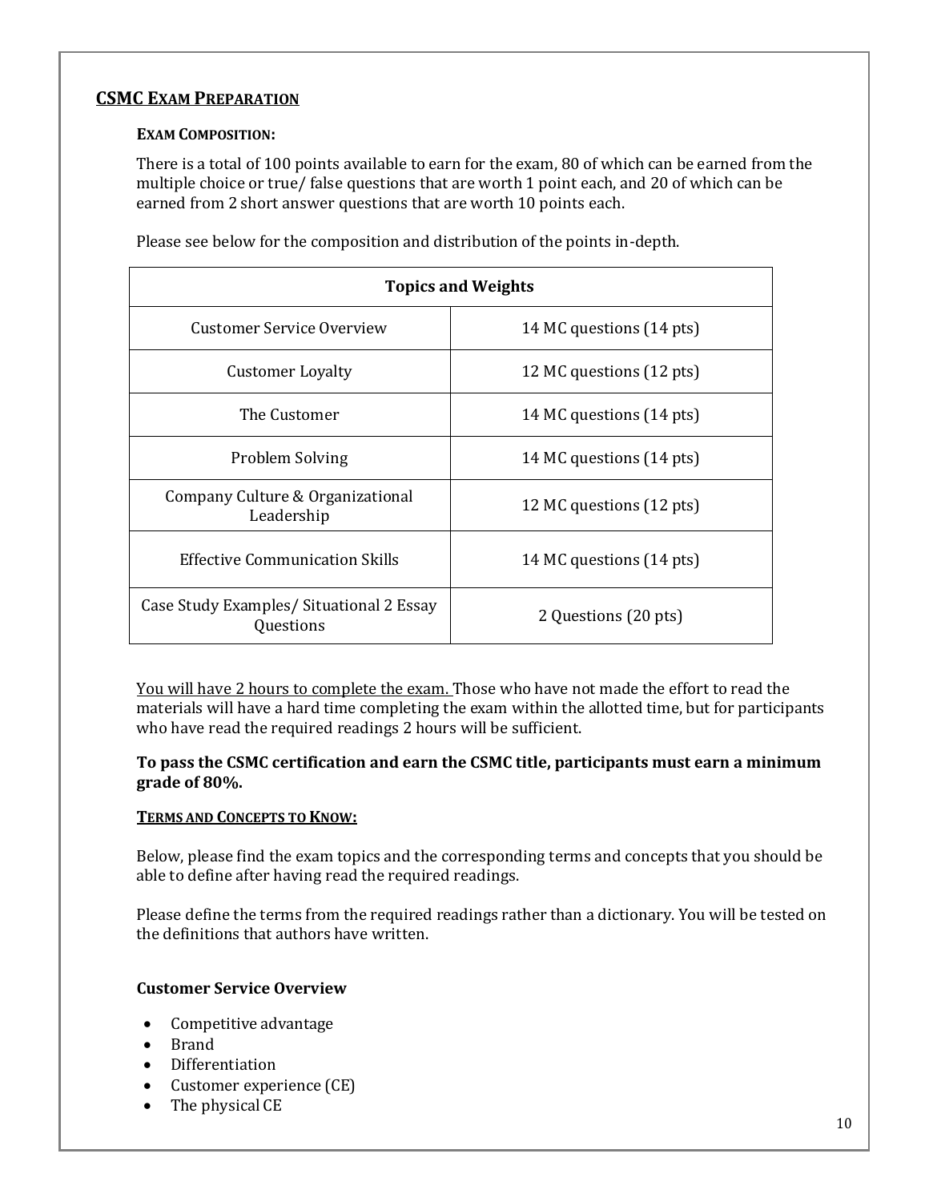## CSMC Exam Preparation

### Exam Composition:

There is a total of 100 points available to earn for the exam, 80 of which can be earned from the multiple choice or true/ false questions that are worth 1 point each, and 20 of which can be earned from 2 short answer questions that are worth 10 points each.

Please see below for the composition and distribution of the points in-depth.

| Topics and Weights | |
|---|---|
| Customer Service Overview | 14 MC questions (14 pts) |
| Customer Loyalty | 12 MC questions (12 pts) |
| The Customer | 14 MC questions (14 pts) |
| Problem Solving | 14 MC questions (14 pts) |
| Company Culture & Organizational Leadership | 12 MC questions (12 pts) |
| Effective Communication Skills | 14 MC questions (14 pts) |
| Case Study Examples/ Situational 2 Essay Questions | 2 Questions (20 pts) |

You will have 2 hours to complete the exam. Those who have not made the effort to read the materials will have a hard time completing the exam within the allotted time, but for participants who have read the required readings 2 hours will be sufficient.

**To pass the CSMC certification and earn the CSMC title, participants must earn a minimum grade of 80%.**

### Terms and Concepts to Know:

Below, please find the exam topics and the corresponding terms and concepts that you should be able to define after having read the required readings.

Please define the terms from the required readings rather than a dictionary. You will be tested on the definitions that authors have written.

**Customer Service Overview**

- Competitive advantage
- Brand
- Differentiation
- Customer experience (CE)
- The physical CE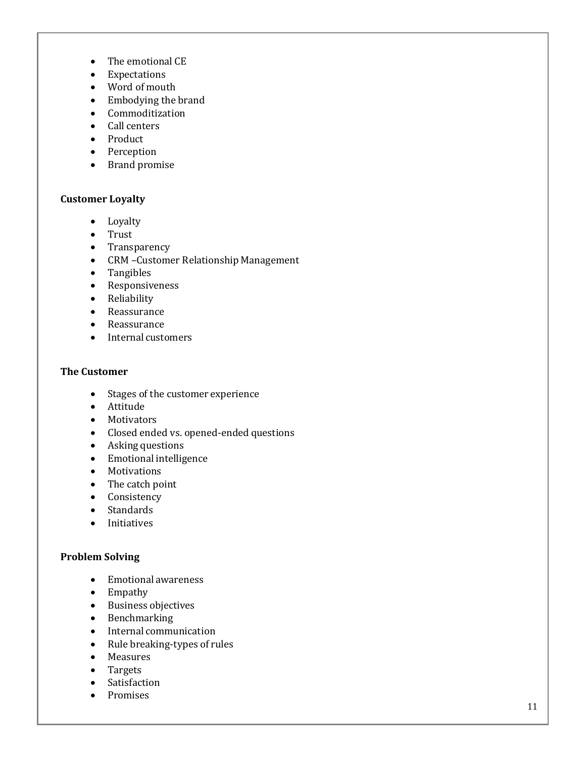- The emotional CE
- Expectations
- Word of mouth
- Embodying the brand
- Commoditization
- Call centers
- Product
- Perception
- Brand promise

**Customer Loyalty**

- Loyalty
- Trust
- Transparency
- CRM –Customer Relationship Management
- Tangibles
- Responsiveness
- Reliability
- Reassurance
- Reassurance
- Internal customers

**The Customer**

- Stages of the customer experience
- Attitude
- Motivators
- Closed ended vs. opened-ended questions
- Asking questions
- Emotional intelligence
- Motivations
- The catch point
- Consistency
- Standards
- Initiatives

**Problem Solving**

- Emotional awareness
- Empathy
- Business objectives
- Benchmarking
- Internal communication
- Rule breaking-types of rules
- Measures
- Targets
- Satisfaction
- Promises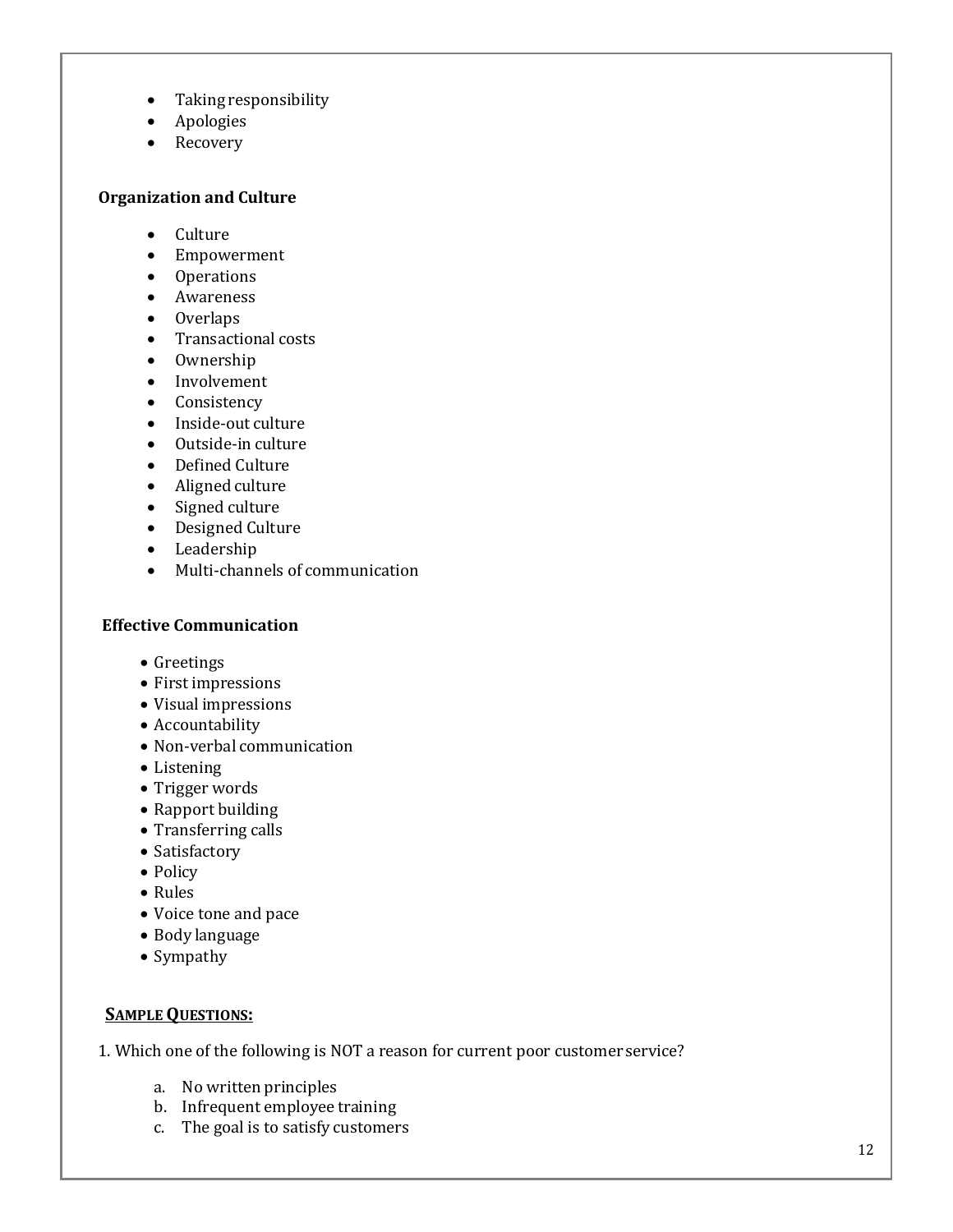- Taking responsibility
- Apologies
- Recovery

**Organization and Culture**

- Culture
- Empowerment
- Operations
- Awareness
- Overlaps
- Transactional costs
- Ownership
- Involvement
- Consistency
- Inside-out culture
- Outside-in culture
- Defined Culture
- Aligned culture
- Signed culture
- Designed Culture
- Leadership
- Multi-channels of communication

**Effective Communication**

- Greetings
- First impressions
- Visual impressions
- Accountability
- Non-verbal communication
- Listening
- Trigger words
- Rapport building
- Transferring calls
- Satisfactory
- Policy
- Rules
- Voice tone and pace
- Body language
- Sympathy

**SAMPLE QUESTIONS:**

1. Which one of the following is NOT a reason for current poor customer service?

   a. No written principles
   b. Infrequent employee training
   c. The goal is to satisfy customers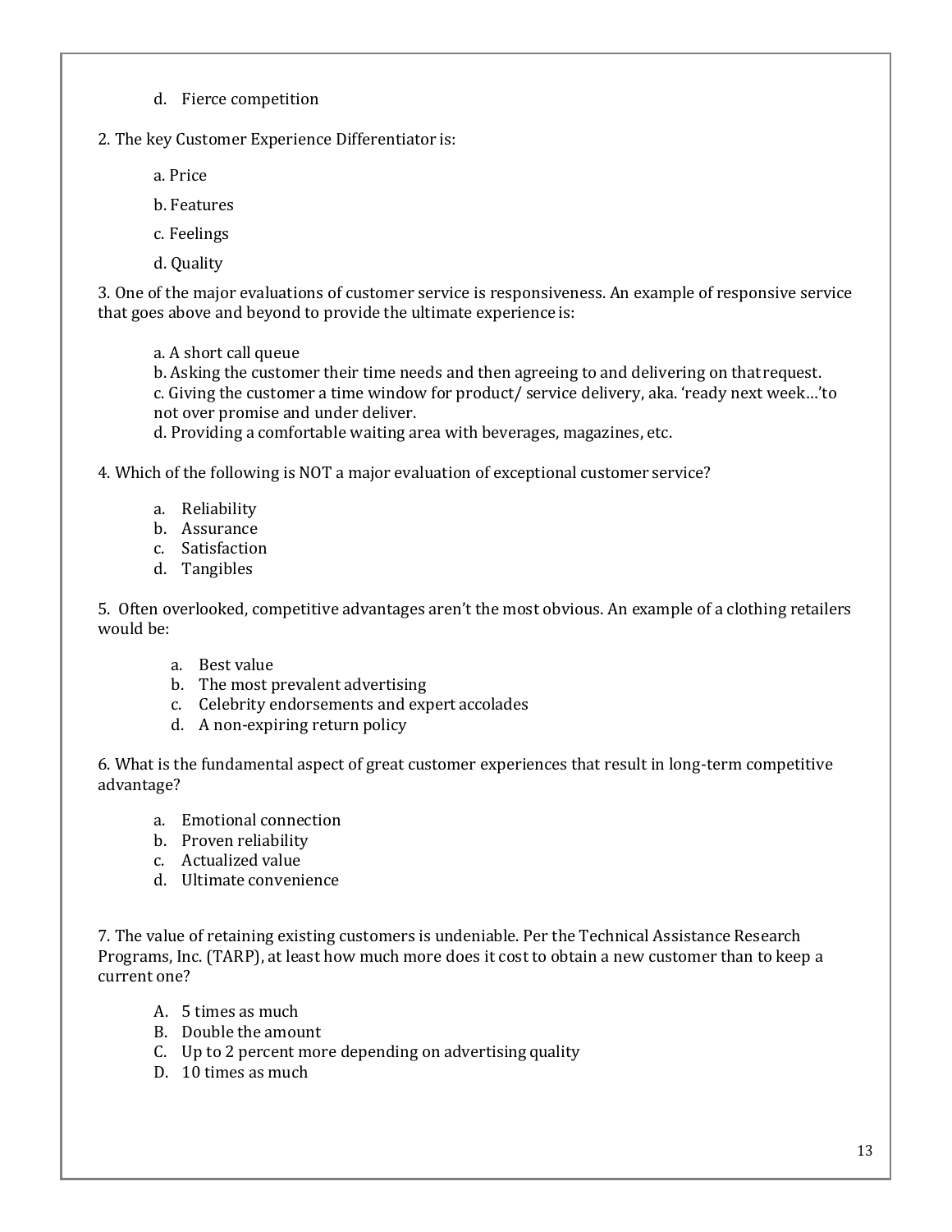d. Fierce competition

2. The key Customer Experience Differentiator is:

a. Price

b. Features

c. Feelings

d. Quality

3. One of the major evaluations of customer service is responsiveness. An example of responsive service that goes above and beyond to provide the ultimate experience is:

a. A short call queue
b. Asking the customer their time needs and then agreeing to and delivering on that request.
c. Giving the customer a time window for product/ service delivery, aka. 'ready next week…'to not over promise and under deliver.
d. Providing a comfortable waiting area with beverages, magazines, etc.

4. Which of the following is NOT a major evaluation of exceptional customer service?

a. Reliability
b. Assurance
c. Satisfaction
d. Tangibles

5. Often overlooked, competitive advantages aren't the most obvious. An example of a clothing retailers would be:

a. Best value
b. The most prevalent advertising
c. Celebrity endorsements and expert accolades
d. A non-expiring return policy

6. What is the fundamental aspect of great customer experiences that result in long-term competitive advantage?

a. Emotional connection
b. Proven reliability
c. Actualized value
d. Ultimate convenience

7. The value of retaining existing customers is undeniable. Per the Technical Assistance Research Programs, Inc. (TARP), at least how much more does it cost to obtain a new customer than to keep a current one?

A. 5 times as much
B. Double the amount
C. Up to 2 percent more depending on advertising quality
D. 10 times as much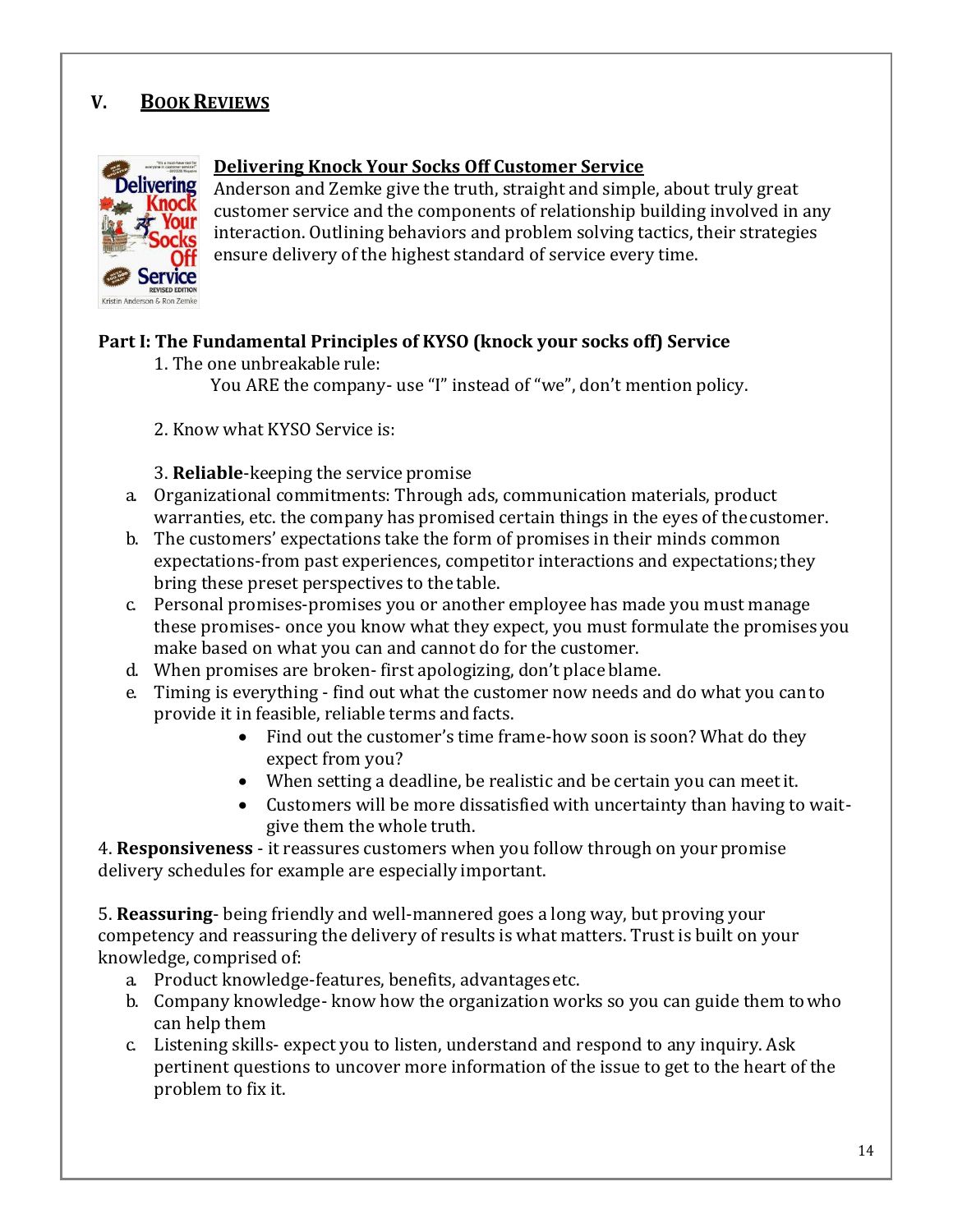## V. BOOK REVIEWS

### Delivering Knock Your Socks Off Customer Service

Anderson and Zemke give the truth, straight and simple, about truly great customer service and the components of relationship building involved in any interaction. Outlining behaviors and problem solving tactics, their strategies ensure delivery of the highest standard of service every time.

**Part I: The Fundamental Principles of KYSO (knock your socks off) Service**

1. The one unbreakable rule:
   You ARE the company- use “I” instead of “we”, don’t mention policy.

2. Know what KYSO Service is:

3. **Reliable**-keeping the service promise

   a. Organizational commitments: Through ads, communication materials, product warranties, etc. the company has promised certain things in the eyes of the customer.
   b. The customers’ expectations take the form of promises in their minds common expectations-from past experiences, competitor interactions and expectations; they bring these preset perspectives to the table.
   c. Personal promises-promises you or another employee has made you must manage these promises- once you know what they expect, you must formulate the promises you make based on what you can and cannot do for the customer.
   d. When promises are broken- first apologizing, don’t place blame.
   e. Timing is everything - find out what the customer now needs and do what you can to provide it in feasible, reliable terms and facts.
      - Find out the customer’s time frame-how soon is soon? What do they expect from you?
      - When setting a deadline, be realistic and be certain you can meet it.
      - Customers will be more dissatisfied with uncertainty than having to wait- give them the whole truth.

4. **Responsiveness** - it reassures customers when you follow through on your promise delivery schedules for example are especially important.

5. **Reassuring**- being friendly and well-mannered goes a long way, but proving your competency and reassuring the delivery of results is what matters. Trust is built on your knowledge, comprised of:

   a. Product knowledge-features, benefits, advantages etc.
   b. Company knowledge- know how the organization works so you can guide them to who can help them
   c. Listening skills- expect you to listen, understand and respond to any inquiry. Ask pertinent questions to uncover more information of the issue to get to the heart of the problem to fix it.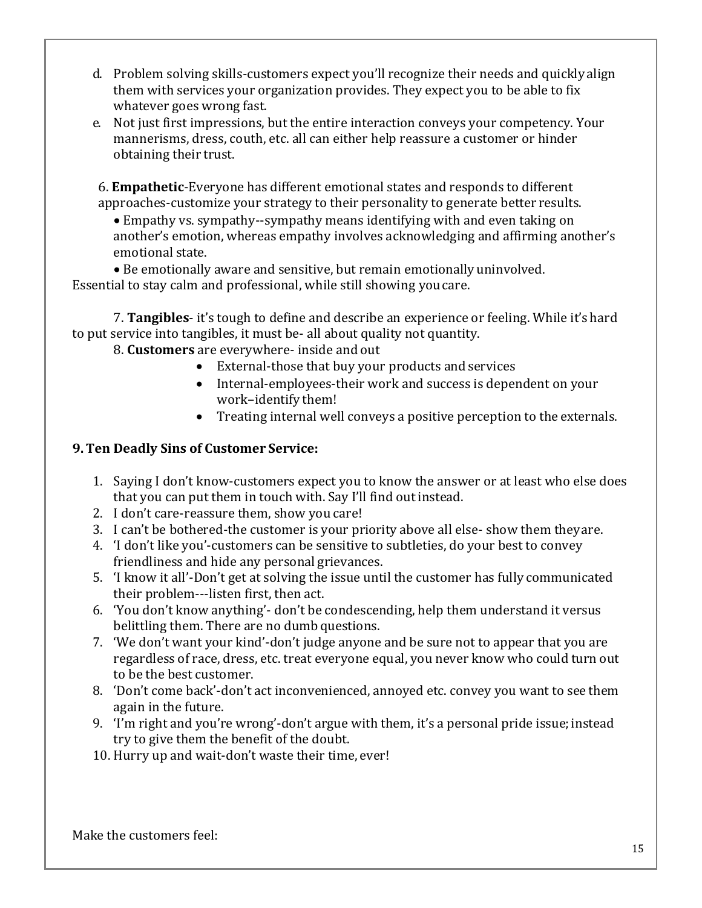d. Problem solving skills-customers expect you'll recognize their needs and quickly align them with services your organization provides. They expect you to be able to fix whatever goes wrong fast.
e. Not just first impressions, but the entire interaction conveys your competency. Your mannerisms, dress, couth, etc. all can either help reassure a customer or hinder obtaining their trust.

6. **Empathetic**-Everyone has different emotional states and responds to different approaches-customize your strategy to their personality to generate better results.

- Empathy vs. sympathy--sympathy means identifying with and even taking on another's emotion, whereas empathy involves acknowledging and affirming another's emotional state.
- Be emotionally aware and sensitive, but remain emotionally uninvolved.

Essential to stay calm and professional, while still showing you care.

7. **Tangibles**- it's tough to define and describe an experience or feeling. While it's hard to put service into tangibles, it must be- all about quality not quantity.

8. **Customers** are everywhere- inside and out

- External-those that buy your products and services
- Internal-employees-their work and success is dependent on your work–identify them!
- Treating internal well conveys a positive perception to the externals.

**9. Ten Deadly Sins of Customer Service:**

1. Saying I don't know-customers expect you to know the answer or at least who else does that you can put them in touch with. Say I'll find out instead.
2. I don't care-reassure them, show you care!
3. I can't be bothered-the customer is your priority above all else- show them they are.
4. 'I don't like you'-customers can be sensitive to subtleties, do your best to convey friendliness and hide any personal grievances.
5. 'I know it all'-Don't get at solving the issue until the customer has fully communicated their problem---listen first, then act.
6. 'You don't know anything'- don't be condescending, help them understand it versus belittling them. There are no dumb questions.
7. 'We don't want your kind'-don't judge anyone and be sure not to appear that you are regardless of race, dress, etc. treat everyone equal, you never know who could turn out to be the best customer.
8. 'Don't come back'-don't act inconvenienced, annoyed etc. convey you want to see them again in the future.
9. 'I'm right and you're wrong'-don't argue with them, it's a personal pride issue; instead try to give them the benefit of the doubt.
10. Hurry up and wait-don't waste their time, ever!

Make the customers feel: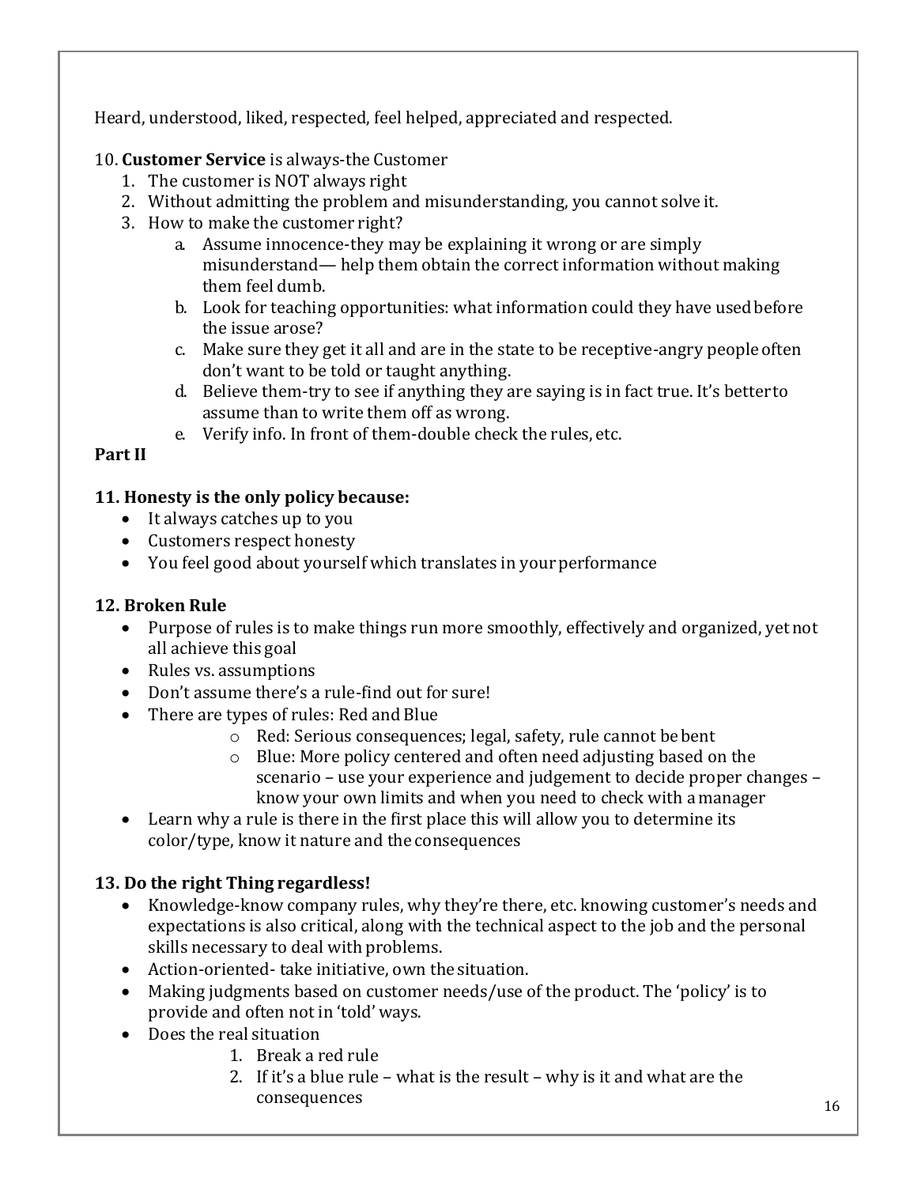Heard, understood, liked, respected, feel helped, appreciated and respected.

10. **Customer Service** is always-the Customer
    1. The customer is NOT always right
    2. Without admitting the problem and misunderstanding, you cannot solve it.
    3. How to make the customer right?
        a. Assume innocence-they may be explaining it wrong or are simply misunderstand— help them obtain the correct information without making them feel dumb.
        b. Look for teaching opportunities: what information could they have used before the issue arose?
        c. Make sure they get it all and are in the state to be receptive-angry people often don't want to be told or taught anything.
        d. Believe them-try to see if anything they are saying is in fact true. It's better to assume than to write them off as wrong.
        e. Verify info. In front of them-double check the rules, etc.

**Part II**

**11. Honesty is the only policy because:**

- It always catches up to you
- Customers respect honesty
- You feel good about yourself which translates in your performance

**12. Broken Rule**

- Purpose of rules is to make things run more smoothly, effectively and organized, yet not all achieve this goal
- Rules vs. assumptions
- Don't assume there's a rule-find out for sure!
- There are types of rules: Red and Blue
    - Red: Serious consequences; legal, safety, rule cannot be bent
    - Blue: More policy centered and often need adjusting based on the scenario – use your experience and judgement to decide proper changes – know your own limits and when you need to check with a manager
- Learn why a rule is there in the first place this will allow you to determine its color/type, know it nature and the consequences

**13. Do the right Thing regardless!**

- Knowledge-know company rules, why they're there, etc. knowing customer's needs and expectations is also critical, along with the technical aspect to the job and the personal skills necessary to deal with problems.
- Action-oriented- take initiative, own the situation.
- Making judgments based on customer needs/use of the product. The 'policy' is to provide and often not in 'told' ways.
- Does the real situation
    1. Break a red rule
    2. If it's a blue rule – what is the result – why is it and what are the consequences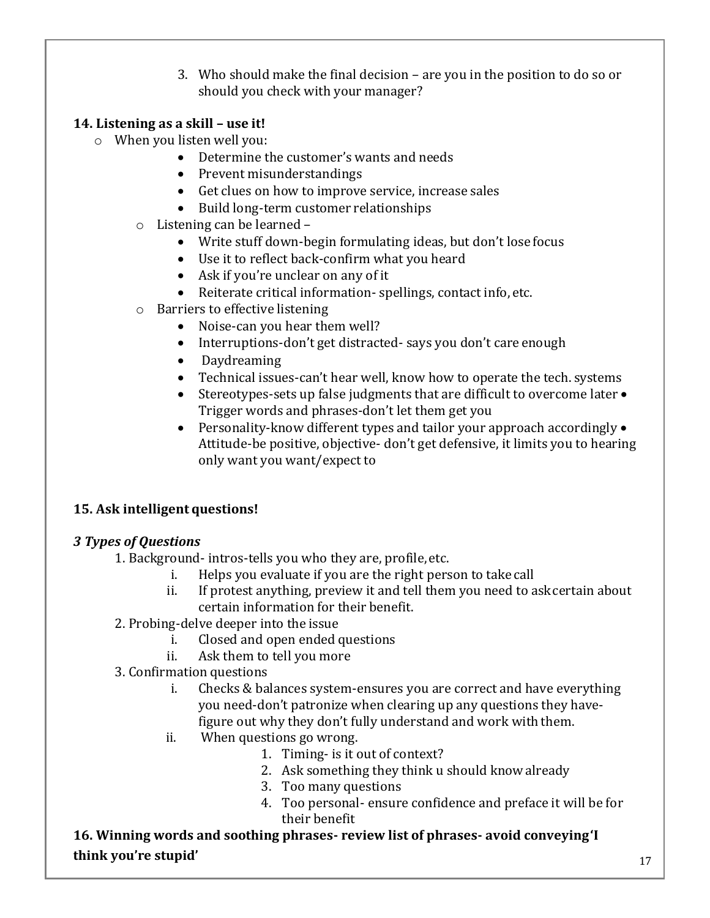3. Who should make the final decision – are you in the position to do so or should you check with your manager?

**14. Listening as a skill – use it!**

- When you listen well you:
  - Determine the customer's wants and needs
  - Prevent misunderstandings
  - Get clues on how to improve service, increase sales
  - Build long-term customer relationships
- Listening can be learned –
  - Write stuff down-begin formulating ideas, but don't lose focus
  - Use it to reflect back-confirm what you heard
  - Ask if you're unclear on any of it
  - Reiterate critical information- spellings, contact info, etc.
- Barriers to effective listening
  - Noise-can you hear them well?
  - Interruptions-don't get distracted- says you don't care enough
  - Daydreaming
  - Technical issues-can't hear well, know how to operate the tech. systems
  - Stereotypes-sets up false judgments that are difficult to overcome later • Trigger words and phrases-don't let them get you
  - Personality-know different types and tailor your approach accordingly • Attitude-be positive, objective- don't get defensive, it limits you to hearing only want you want/expect to

**15. Ask intelligent questions!**

***3 Types of Questions***

1. Background- intros-tells you who they are, profile, etc.
   i. Helps you evaluate if you are the right person to take call
   ii. If protest anything, preview it and tell them you need to askcertain about certain information for their benefit.
2. Probing-delve deeper into the issue
   i. Closed and open ended questions
   ii. Ask them to tell you more
3. Confirmation questions
   i. Checks & balances system-ensures you are correct and have everything you need-don't patronize when clearing up any questions they have-figure out why they don't fully understand and work with them.
   ii. When questions go wrong.
      1. Timing- is it out of context?
      2. Ask something they think u should know already
      3. Too many questions
      4. Too personal- ensure confidence and preface it will be for their benefit

**16. Winning words and soothing phrases- review list of phrases- avoid conveying'I think you're stupid'**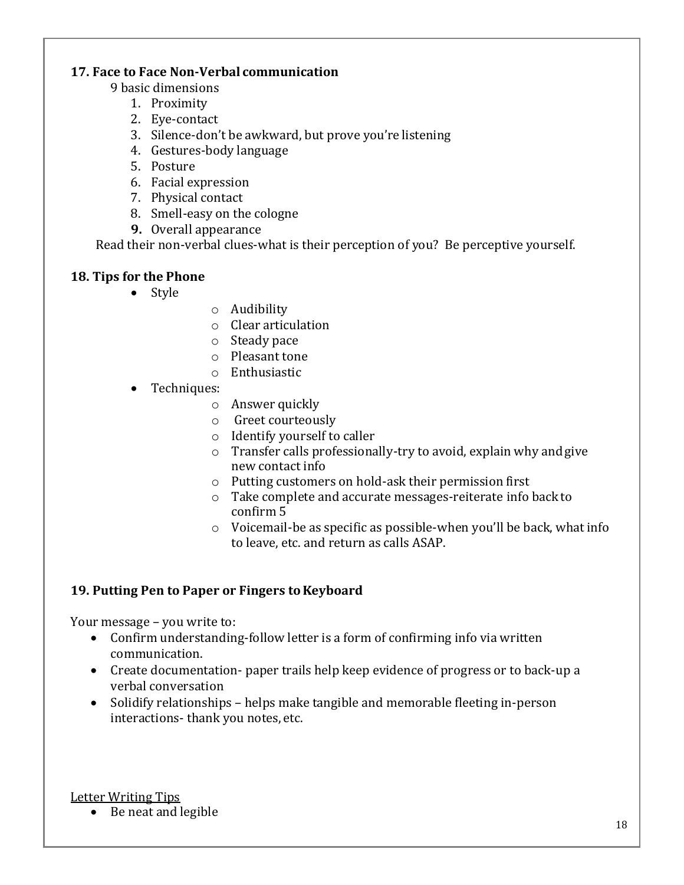### 17. Face to Face Non-Verbal communication

9 basic dimensions

1. Proximity
2. Eye-contact
3. Silence-don't be awkward, but prove you're listening
4. Gestures-body language
5. Posture
6. Facial expression
7. Physical contact
8. Smell-easy on the cologne
9. Overall appearance

Read their non-verbal clues-what is their perception of you? Be perceptive yourself.

### 18. Tips for the Phone

- Style
  - Audibility
  - Clear articulation
  - Steady pace
  - Pleasant tone
  - Enthusiastic
- Techniques:
  - Answer quickly
  - Greet courteously
  - Identify yourself to caller
  - Transfer calls professionally-try to avoid, explain why and give new contact info
  - Putting customers on hold-ask their permission first
  - Take complete and accurate messages-reiterate info back to confirm 5
  - Voicemail-be as specific as possible-when you'll be back, what info to leave, etc. and return as calls ASAP.

### 19. Putting Pen to Paper or Fingers to Keyboard

Your message – you write to:

- Confirm understanding-follow letter is a form of confirming info via written communication.
- Create documentation- paper trails help keep evidence of progress or to back-up a verbal conversation
- Solidify relationships – helps make tangible and memorable fleeting in-person interactions- thank you notes, etc.

Letter Writing Tips

- Be neat and legible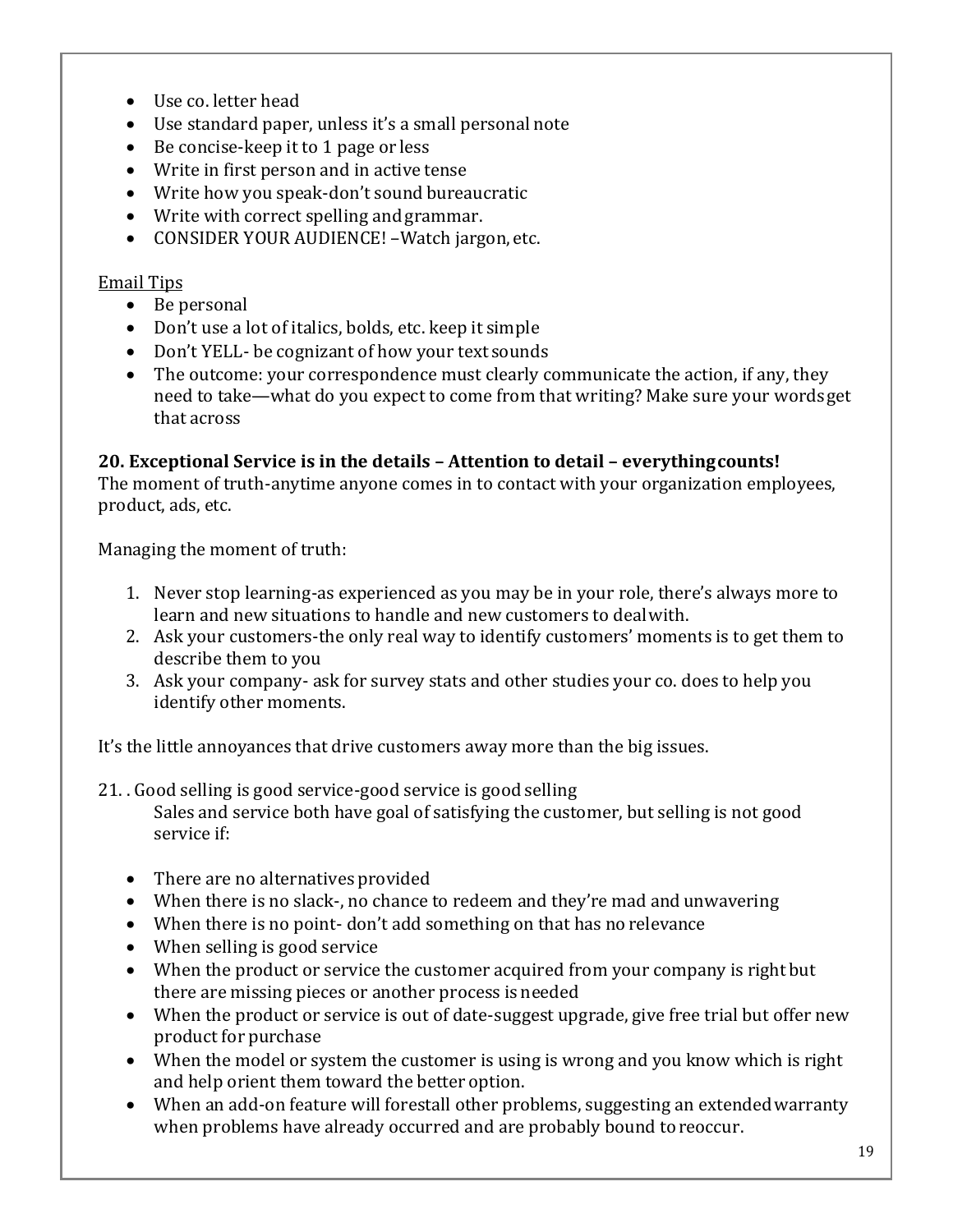- Use co. letter head
- Use standard paper, unless it's a small personal note
- Be concise-keep it to 1 page or less
- Write in first person and in active tense
- Write how you speak-don't sound bureaucratic
- Write with correct spelling and grammar.
- CONSIDER YOUR AUDIENCE! –Watch jargon, etc.

<u>Email Tips</u>

- Be personal
- Don't use a lot of italics, bolds, etc. keep it simple
- Don't YELL- be cognizant of how your text sounds
- The outcome: your correspondence must clearly communicate the action, if any, they need to take—what do you expect to come from that writing? Make sure your words get that across

**20. Exceptional Service is in the details – Attention to detail – everything counts!**

The moment of truth-anytime anyone comes in to contact with your organization employees, product, ads, etc.

Managing the moment of truth:

1. Never stop learning-as experienced as you may be in your role, there's always more to learn and new situations to handle and new customers to deal with.
2. Ask your customers-the only real way to identify customers' moments is to get them to describe them to you
3. Ask your company- ask for survey stats and other studies your co. does to help you identify other moments.

It's the little annoyances that drive customers away more than the big issues.

21. . Good selling is good service-good service is good selling

    Sales and service both have goal of satisfying the customer, but selling is not good service if:

- There are no alternatives provided
- When there is no slack-, no chance to redeem and they're mad and unwavering
- When there is no point- don't add something on that has no relevance
- When selling is good service
- When the product or service the customer acquired from your company is right but there are missing pieces or another process is needed
- When the product or service is out of date-suggest upgrade, give free trial but offer new product for purchase
- When the model or system the customer is using is wrong and you know which is right and help orient them toward the better option.
- When an add-on feature will forestall other problems, suggesting an extended warranty when problems have already occurred and are probably bound to reoccur.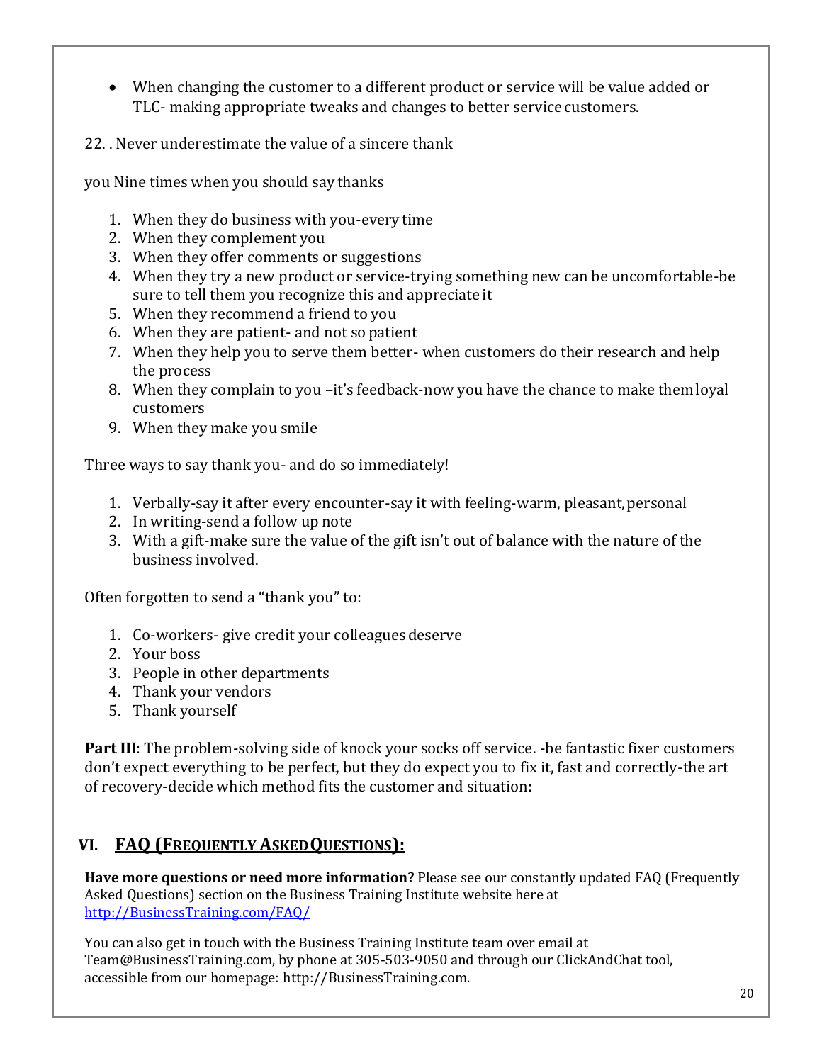- When changing the customer to a different product or service will be value added or TLC- making appropriate tweaks and changes to better service customers.

22. . Never underestimate the value of a sincere thank

you Nine times when you should say thanks

1. When they do business with you-every time
2. When they complement you
3. When they offer comments or suggestions
4. When they try a new product or service-trying something new can be uncomfortable-be sure to tell them you recognize this and appreciate it
5. When they recommend a friend to you
6. When they are patient- and not so patient
7. When they help you to serve them better- when customers do their research and help the process
8. When they complain to you –it's feedback-now you have the chance to make them loyal customers
9. When they make you smile

Three ways to say thank you- and do so immediately!

1. Verbally-say it after every encounter-say it with feeling-warm, pleasant, personal
2. In writing-send a follow up note
3. With a gift-make sure the value of the gift isn't out of balance with the nature of the business involved.

Often forgotten to send a "thank you" to:

1. Co-workers- give credit your colleagues deserve
2. Your boss
3. People in other departments
4. Thank your vendors
5. Thank yourself

**Part III**: The problem-solving side of knock your socks off service. -be fantastic fixer customers don't expect everything to be perfect, but they do expect you to fix it, fast and correctly-the art of recovery-decide which method fits the customer and situation:

## VI. FAQ (Frequently Asked Questions):

**Have more questions or need more information?** Please see our constantly updated FAQ (Frequently Asked Questions) section on the Business Training Institute website here at http://BusinessTraining.com/FAQ/

You can also get in touch with the Business Training Institute team over email at Team@BusinessTraining.com, by phone at 305-503-9050 and through our ClickAndChat tool, accessible from our homepage: http://BusinessTraining.com.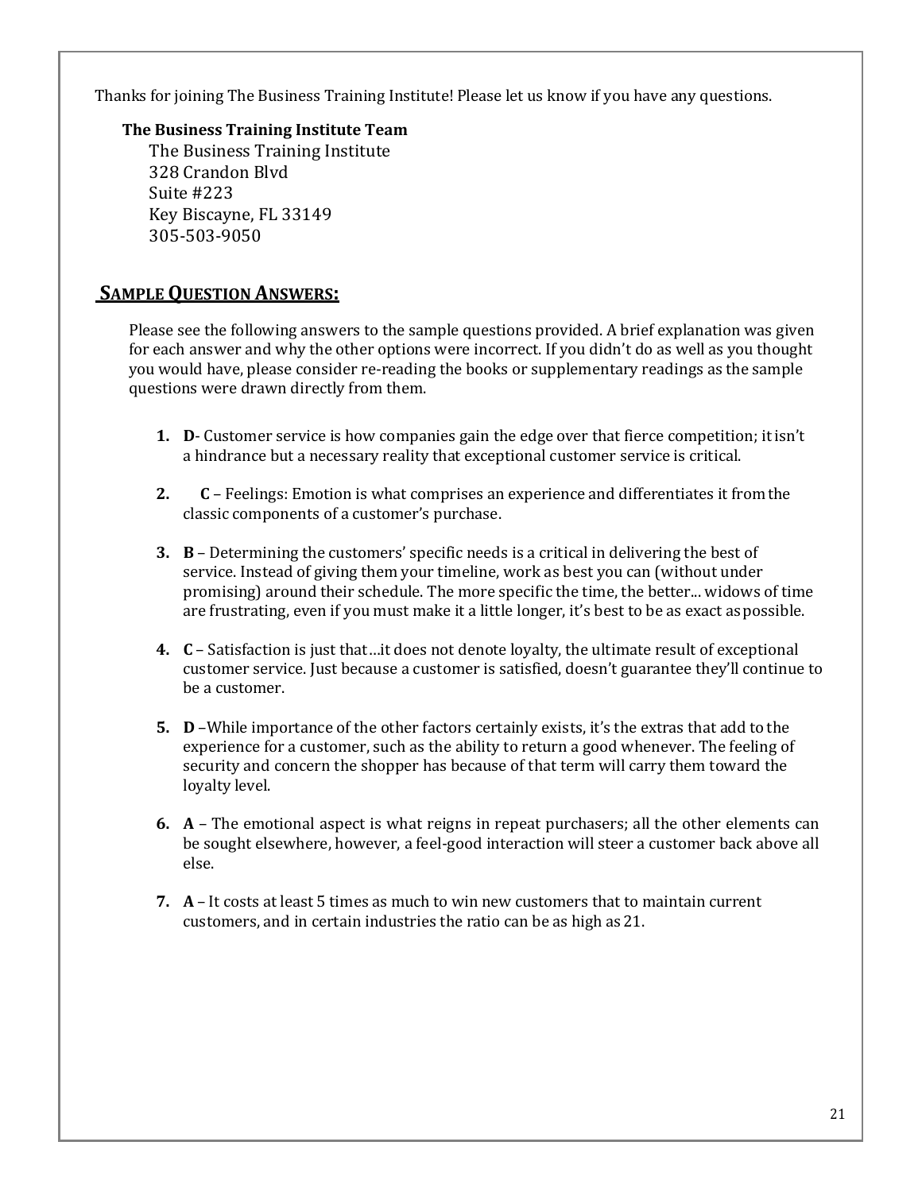Thanks for joining The Business Training Institute! Please let us know if you have any questions.

**The Business Training Institute Team**
The Business Training Institute
328 Crandon Blvd
Suite #223
Key Biscayne, FL 33149
305-503-9050

## SAMPLE QUESTION ANSWERS:

Please see the following answers to the sample questions provided. A brief explanation was given for each answer and why the other options were incorrect. If you didn't do as well as you thought you would have, please consider re-reading the books or supplementary readings as the sample questions were drawn directly from them.

1. **D**- Customer service is how companies gain the edge over that fierce competition; it isn't a hindrance but a necessary reality that exceptional customer service is critical.

2. **C** – Feelings: Emotion is what comprises an experience and differentiates it from the classic components of a customer's purchase.

3. **B** – Determining the customers' specific needs is a critical in delivering the best of service. Instead of giving them your timeline, work as best you can (without under promising) around their schedule. The more specific the time, the better... widows of time are frustrating, even if you must make it a little longer, it's best to be as exact as possible.

4. **C** – Satisfaction is just that…it does not denote loyalty, the ultimate result of exceptional customer service. Just because a customer is satisfied, doesn't guarantee they'll continue to be a customer.

5. **D** –While importance of the other factors certainly exists, it's the extras that add to the experience for a customer, such as the ability to return a good whenever. The feeling of security and concern the shopper has because of that term will carry them toward the loyalty level.

6. **A** – The emotional aspect is what reigns in repeat purchasers; all the other elements can be sought elsewhere, however, a feel-good interaction will steer a customer back above all else.

7. **A** – It costs at least 5 times as much to win new customers that to maintain current customers, and in certain industries the ratio can be as high as 21.